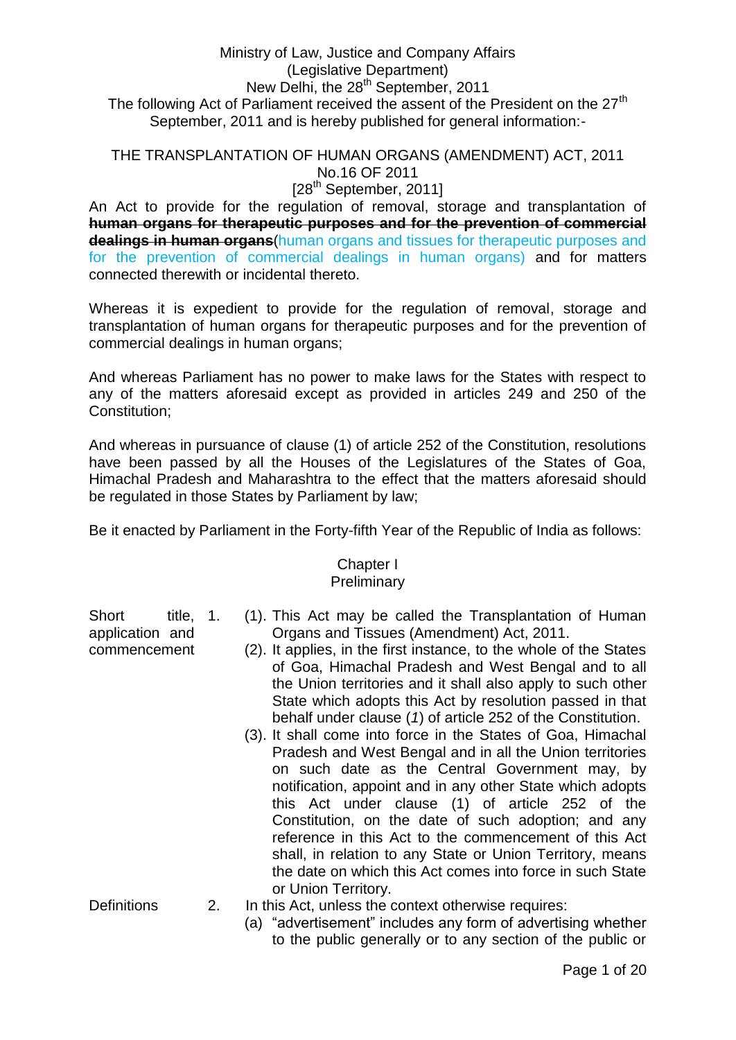Ministry of Law, Justice and Company Affairs
(Legislative Department)
New Delhi, the 28th September, 2011
The following Act of Parliament received the assent of the President on the 27th September, 2011 and is hereby published for general information:-

# THE TRANSPLANTATION OF HUMAN ORGANS (AMENDMENT) ACT, 2011

No.16 OF 2011

[28th September, 2011]

An Act to provide for the regulation of removal, storage and transplantation of ~~**human organs for therapeutic purposes and for the prevention of commercial dealings in human organs**~~(human organs and tissues for therapeutic purposes and for the prevention of commercial dealings in human organs) and for matters connected therewith or incidental thereto.

Whereas it is expedient to provide for the regulation of removal, storage and transplantation of human organs for therapeutic purposes and for the prevention of commercial dealings in human organs;

And whereas Parliament has no power to make laws for the States with respect to any of the matters aforesaid except as provided in articles 249 and 250 of the Constitution;

And whereas in pursuance of clause (1) of article 252 of the Constitution, resolutions have been passed by all the Houses of the Legislatures of the States of Goa, Himachal Pradesh and Maharashtra to the effect that the matters aforesaid should be regulated in those States by Parliament by law;

Be it enacted by Parliament in the Forty-fifth Year of the Republic of India as follows:

## Chapter I
## Preliminary

**Short title, application and commencement**

1. (1). This Act may be called the Transplantation of Human Organs and Tissues (Amendment) Act, 2011.

   (2). It applies, in the first instance, to the whole of the States of Goa, Himachal Pradesh and West Bengal and to all the Union territories and it shall also apply to such other State which adopts this Act by resolution passed in that behalf under clause (*1*) of article 252 of the Constitution.

   (3). It shall come into force in the States of Goa, Himachal Pradesh and West Bengal and in all the Union territories on such date as the Central Government may, by notification, appoint and in any other State which adopts this Act under clause (1) of article 252 of the Constitution, on the date of such adoption; and any reference in this Act to the commencement of this Act shall, in relation to any State or Union Territory, means the date on which this Act comes into force in such State or Union Territory.

**Definitions**

2. In this Act, unless the context otherwise requires:

   (a) "advertisement" includes any form of advertising whether to the public generally or to any section of the public or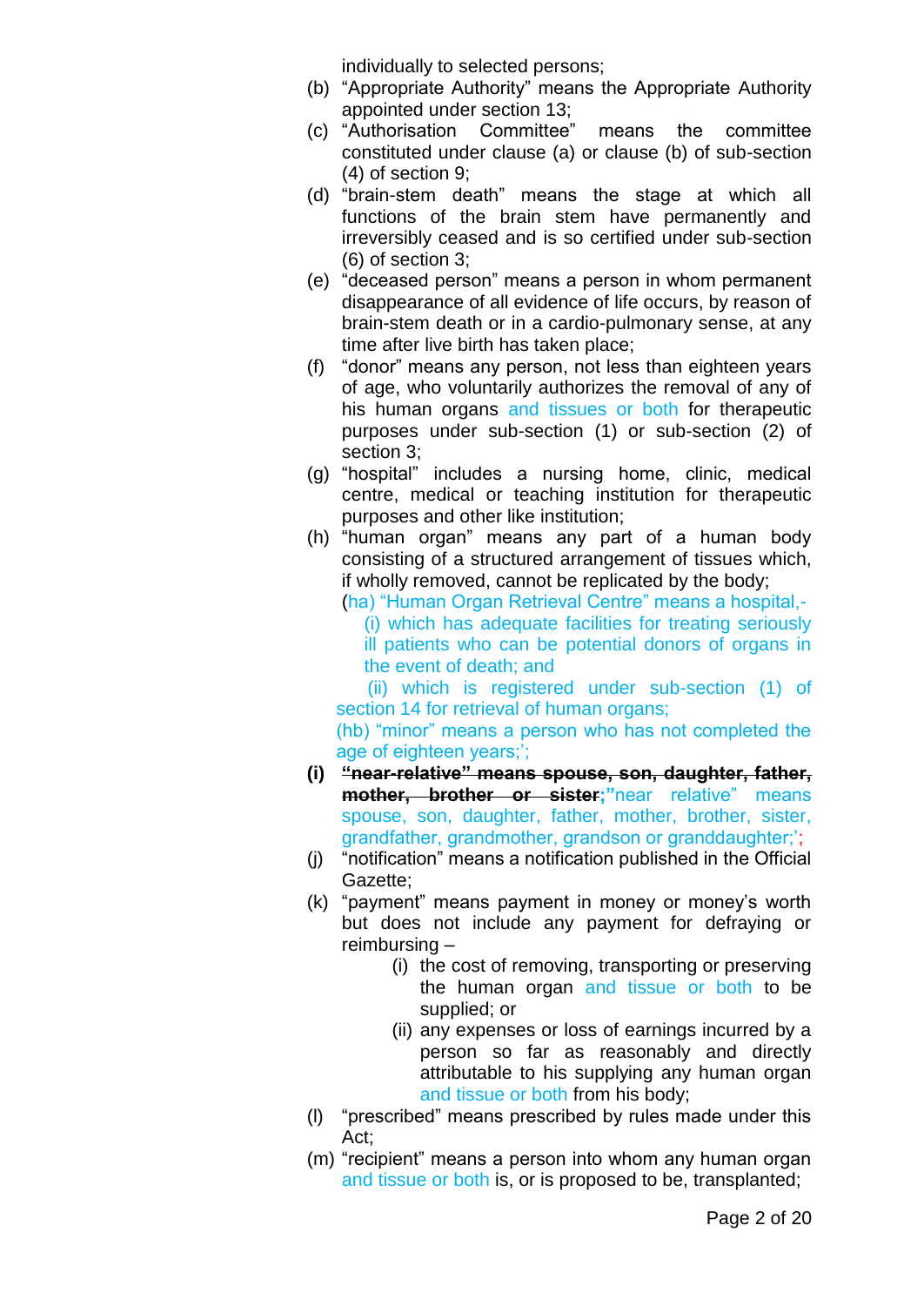individually to selected persons;

(b) "Appropriate Authority" means the Appropriate Authority appointed under section 13;

(c) "Authorisation Committee" means the committee constituted under clause (a) or clause (b) of sub-section (4) of section 9;

(d) "brain-stem death" means the stage at which all functions of the brain stem have permanently and irreversibly ceased and is so certified under sub-section (6) of section 3;

(e) "deceased person" means a person in whom permanent disappearance of all evidence of life occurs, by reason of brain-stem death or in a cardio-pulmonary sense, at any time after live birth has taken place;

(f) "donor" means any person, not less than eighteen years of age, who voluntarily authorizes the removal of any of his human organs and tissues or both for therapeutic purposes under sub-section (1) or sub-section (2) of section 3;

(g) "hospital" includes a nursing home, clinic, medical centre, medical or teaching institution for therapeutic purposes and other like institution;

(h) "human organ" means any part of a human body consisting of a structured arrangement of tissues which, if wholly removed, cannot be replicated by the body;

(ha) "Human Organ Retrieval Centre" means a hospital,-

(i) which has adequate facilities for treating seriously ill patients who can be potential donors of organs in the event of death; and

(ii) which is registered under sub-section (1) of section 14 for retrieval of human organs;

(hb) "minor" means a person who has not completed the age of eighteen years;';

**(i)** ~~**"near-relative" means spouse, son, daughter, father, mother, brother or sister**~~;"near relative" means spouse, son, daughter, father, mother, brother, sister, grandfather, grandmother, grandson or granddaughter;';

(j) "notification" means a notification published in the Official Gazette;

(k) "payment" means payment in money or money's worth but does not include any payment for defraying or reimbursing –

(i) the cost of removing, transporting or preserving the human organ and tissue or both to be supplied; or

(ii) any expenses or loss of earnings incurred by a person so far as reasonably and directly attributable to his supplying any human organ and tissue or both from his body;

(l) "prescribed" means prescribed by rules made under this Act;

(m) "recipient" means a person into whom any human organ and tissue or both is, or is proposed to be, transplanted;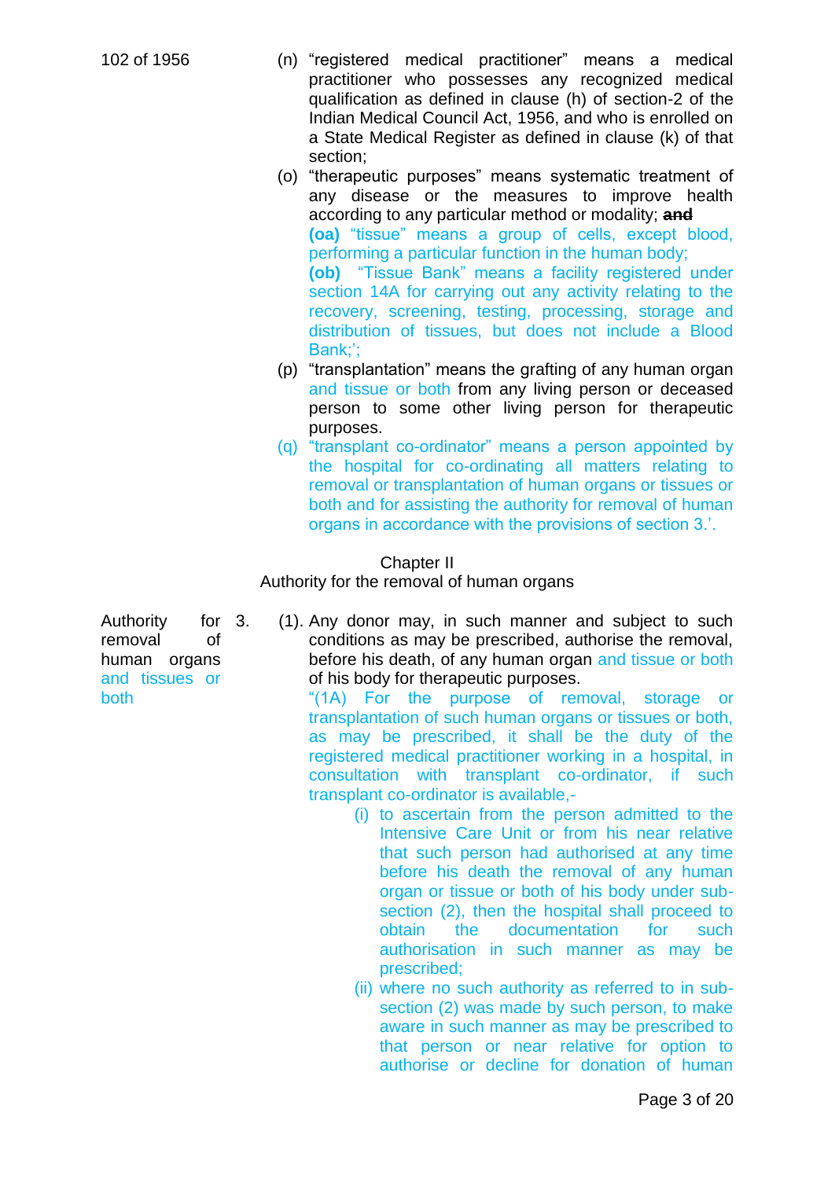102 of 1956

(n) "registered medical practitioner" means a medical practitioner who possesses any recognized medical qualification as defined in clause (h) of section-2 of the Indian Medical Council Act, 1956, and who is enrolled on a State Medical Register as defined in clause (k) of that section;

(o) "therapeutic purposes" means systematic treatment of any disease or the measures to improve health according to any particular method or modality; ~~**and**~~

**(oa)** "tissue" means a group of cells, except blood, performing a particular function in the human body;

**(ob)** "Tissue Bank" means a facility registered under section 14A for carrying out any activity relating to the recovery, screening, testing, processing, storage and distribution of tissues, but does not include a Blood Bank;';

(p) "transplantation" means the grafting of any human organ and tissue or both from any living person or deceased person to some other living person for therapeutic purposes.

(q) "transplant co-ordinator" means a person appointed by the hospital for co-ordinating all matters relating to removal or transplantation of human organs or tissues or both and for assisting the authority for removal of human organs in accordance with the provisions of section 3.'.

## Chapter II

## Authority for the removal of human organs

Authority for removal of human organs and tissues or both

3. (1). Any donor may, in such manner and subject to such conditions as may be prescribed, authorise the removal, before his death, of any human organ and tissue or both of his body for therapeutic purposes.

"(1A) For the purpose of removal, storage or transplantation of such human organs or tissues or both, as may be prescribed, it shall be the duty of the registered medical practitioner working in a hospital, in consultation with transplant co-ordinator, if such transplant co-ordinator is available,-

(i) to ascertain from the person admitted to the Intensive Care Unit or from his near relative that such person had authorised at any time before his death the removal of any human organ or tissue or both of his body under sub-section (2), then the hospital shall proceed to obtain the documentation for such authorisation in such manner as may be prescribed;

(ii) where no such authority as referred to in sub-section (2) was made by such person, to make aware in such manner as may be prescribed to that person or near relative for option to authorise or decline for donation of human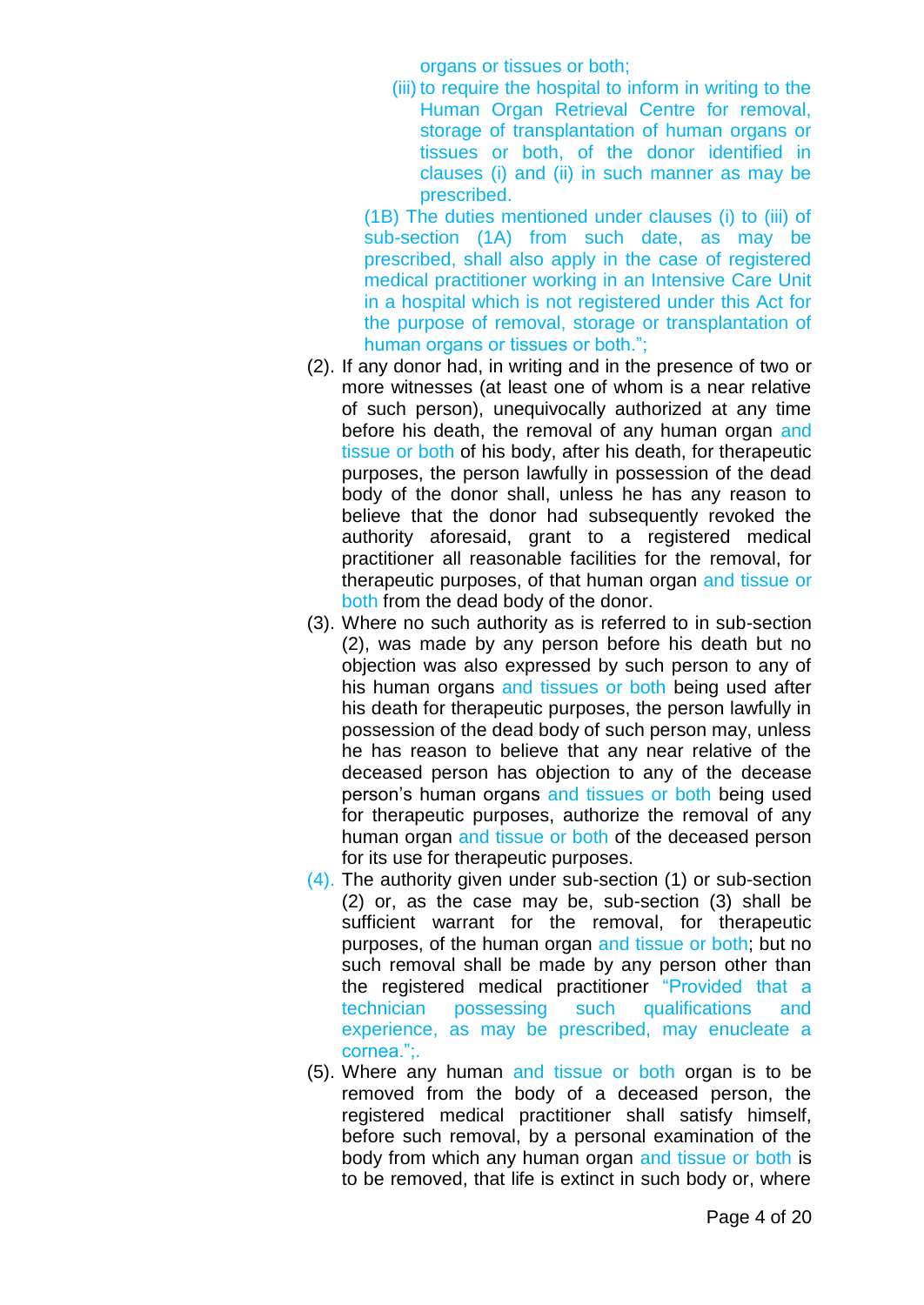organs or tissues or both;

(iii) to require the hospital to inform in writing to the Human Organ Retrieval Centre for removal, storage of transplantation of human organs or tissues or both, of the donor identified in clauses (i) and (ii) in such manner as may be prescribed.

(1B) The duties mentioned under clauses (i) to (iii) of sub-section (1A) from such date, as may be prescribed, shall also apply in the case of registered medical practitioner working in an Intensive Care Unit in a hospital which is not registered under this Act for the purpose of removal, storage or transplantation of human organs or tissues or both.";

(2). If any donor had, in writing and in the presence of two or more witnesses (at least one of whom is a near relative of such person), unequivocally authorized at any time before his death, the removal of any human organ and tissue or both of his body, after his death, for therapeutic purposes, the person lawfully in possession of the dead body of the donor shall, unless he has any reason to believe that the donor had subsequently revoked the authority aforesaid, grant to a registered medical practitioner all reasonable facilities for the removal, for therapeutic purposes, of that human organ and tissue or both from the dead body of the donor.

(3). Where no such authority as is referred to in sub-section (2), was made by any person before his death but no objection was also expressed by such person to any of his human organs and tissues or both being used after his death for therapeutic purposes, the person lawfully in possession of the dead body of such person may, unless he has reason to believe that any near relative of the deceased person has objection to any of the decease person's human organs and tissues or both being used for therapeutic purposes, authorize the removal of any human organ and tissue or both of the deceased person for its use for therapeutic purposes.

(4). The authority given under sub-section (1) or sub-section (2) or, as the case may be, sub-section (3) shall be sufficient warrant for the removal, for therapeutic purposes, of the human organ and tissue or both; but no such removal shall be made by any person other than the registered medical practitioner "Provided that a technician possessing such qualifications and experience, as may be prescribed, may enucleate a cornea.";.

(5). Where any human and tissue or both organ is to be removed from the body of a deceased person, the registered medical practitioner shall satisfy himself, before such removal, by a personal examination of the body from which any human organ and tissue or both is to be removed, that life is extinct in such body or, where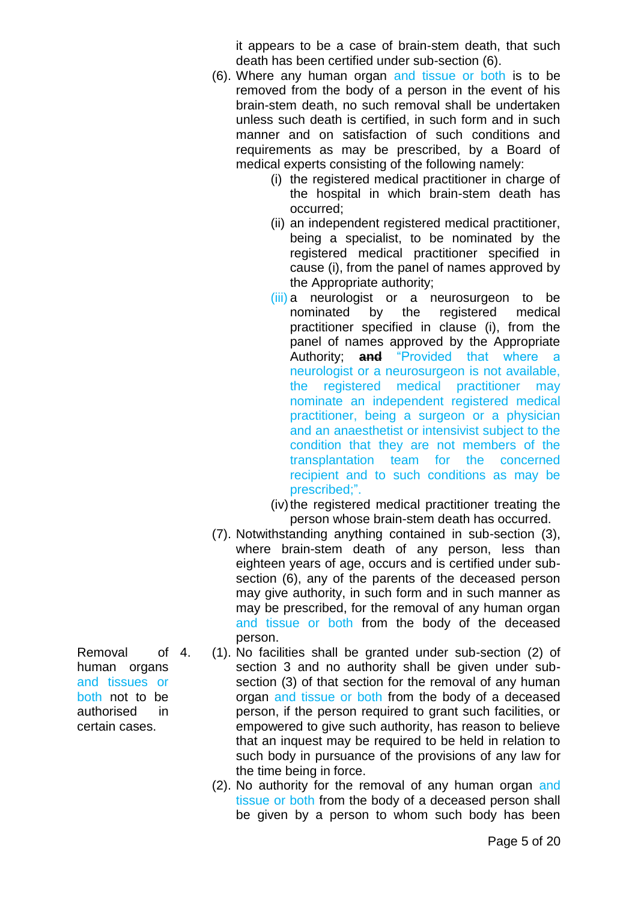it appears to be a case of brain-stem death, that such death has been certified under sub-section (6).

(6). Where any human organ and tissue or both is to be removed from the body of a person in the event of his brain-stem death, no such removal shall be undertaken unless such death is certified, in such form and in such manner and on satisfaction of such conditions and requirements as may be prescribed, by a Board of medical experts consisting of the following namely:

(i) the registered medical practitioner in charge of the hospital in which brain-stem death has occurred;

(ii) an independent registered medical practitioner, being a specialist, to be nominated by the registered medical practitioner specified in cause (i), from the panel of names approved by the Appropriate authority;

(iii) a neurologist or a neurosurgeon to be nominated by the registered medical practitioner specified in clause (i), from the panel of names approved by the Appropriate Authority; ~~**and**~~ "Provided that where a neurologist or a neurosurgeon is not available, the registered medical practitioner may nominate an independent registered medical practitioner, being a surgeon or a physician and an anaesthetist or intensivist subject to the condition that they are not members of the transplantation team for the concerned recipient and to such conditions as may be prescribed;".

(iv) the registered medical practitioner treating the person whose brain-stem death has occurred.

(7). Notwithstanding anything contained in sub-section (3), where brain-stem death of any person, less than eighteen years of age, occurs and is certified under sub-section (6), any of the parents of the deceased person may give authority, in such form and in such manner as may be prescribed, for the removal of any human organ and tissue or both from the body of the deceased person.

**4. Removal of human organs and tissues or both not to be authorised in certain cases.**

(1). No facilities shall be granted under sub-section (2) of section 3 and no authority shall be given under sub-section (3) of that section for the removal of any human organ and tissue or both from the body of a deceased person, if the person required to grant such facilities, or empowered to give such authority, has reason to believe that an inquest may be required to be held in relation to such body in pursuance of the provisions of any law for the time being in force.

(2). No authority for the removal of any human organ and tissue or both from the body of a deceased person shall be given by a person to whom such body has been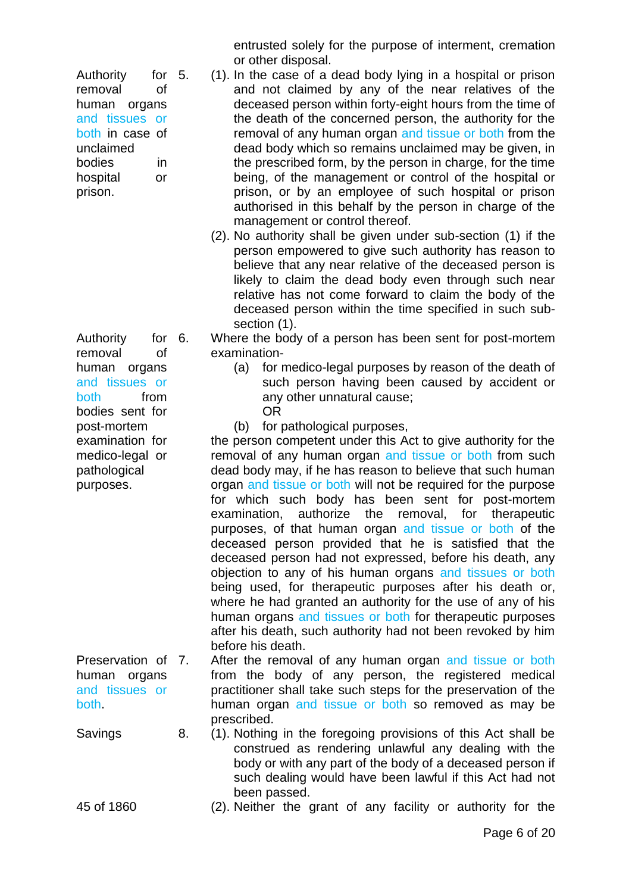entrusted solely for the purpose of interment, cremation or other disposal.

**5. Authority for removal of human organs and tissues or both in case of unclaimed bodies in hospital or prison.**

(1). In the case of a dead body lying in a hospital or prison and not claimed by any of the near relatives of the deceased person within forty-eight hours from the time of the death of the concerned person, the authority for the removal of any human organ and tissue or both from the dead body which so remains unclaimed may be given, in the prescribed form, by the person in charge, for the time being, of the management or control of the hospital or prison, or by an employee of such hospital or prison authorised in this behalf by the person in charge of the management or control thereof.

(2). No authority shall be given under sub-section (1) if the person empowered to give such authority has reason to believe that any near relative of the deceased person is likely to claim the dead body even through such near relative has not come forward to claim the body of the deceased person within the time specified in such sub-section (1).

**6. Authority for removal of human organs and tissues or both from bodies sent for post-mortem examination for medico-legal or pathological purposes.**

Where the body of a person has been sent for post-mortem examination-

(a) for medico-legal purposes by reason of the death of such person having been caused by accident or any other unnatural cause;
OR

(b) for pathological purposes,

the person competent under this Act to give authority for the removal of any human organ and tissue or both from such dead body may, if he has reason to believe that such human organ and tissue or both will not be required for the purpose for which such body has been sent for post-mortem examination, authorize the removal, for therapeutic purposes, of that human organ and tissue or both of the deceased person provided that he is satisfied that the deceased person had not expressed, before his death, any objection to any of his human organs and tissues or both being used, for therapeutic purposes after his death or, where he had granted an authority for the use of any of his human organs and tissues or both for therapeutic purposes after his death, such authority had not been revoked by him before his death.

**7. Preservation of human organs and tissues or both.**

After the removal of any human organ and tissue or both from the body of any person, the registered medical practitioner shall take such steps for the preservation of the human organ and tissue or both so removed as may be prescribed.

**8. Savings**

(1). Nothing in the foregoing provisions of this Act shall be construed as rendering unlawful any dealing with the body or with any part of the body of a deceased person if such dealing would have been lawful if this Act had not been passed.

45 of 1860

(2). Neither the grant of any facility or authority for the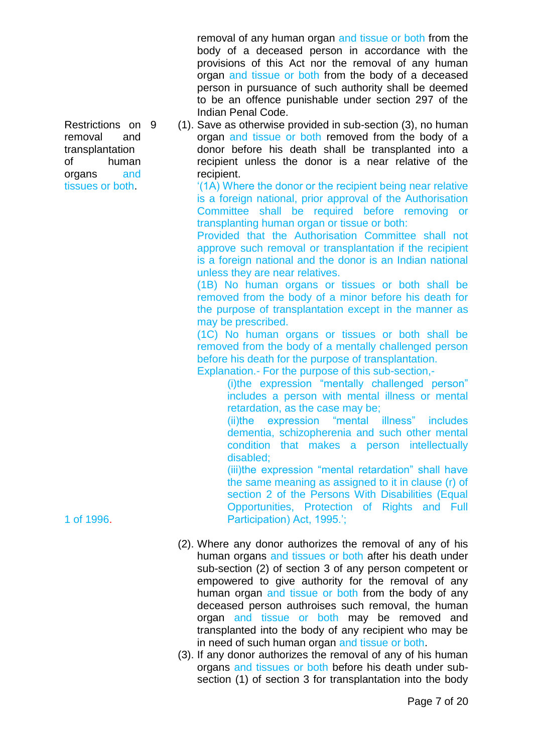removal of any human organ and tissue or both from the body of a deceased person in accordance with the provisions of this Act nor the removal of any human organ and tissue or both from the body of a deceased person in pursuance of such authority shall be deemed to be an offence punishable under section 297 of the Indian Penal Code.

**Restrictions on removal and transplantation of human organs and tissues or both.**

9 (1). Save as otherwise provided in sub-section (3), no human organ and tissue or both removed from the body of a donor before his death shall be transplanted into a recipient unless the donor is a near relative of the recipient.

'(1A) Where the donor or the recipient being near relative is a foreign national, prior approval of the Authorisation Committee shall be required before removing or transplanting human organ or tissue or both:

Provided that the Authorisation Committee shall not approve such removal or transplantation if the recipient is a foreign national and the donor is an Indian national unless they are near relatives.

(1B) No human organs or tissues or both shall be removed from the body of a minor before his death for the purpose of transplantation except in the manner as may be prescribed.

(1C) No human organs or tissues or both shall be removed from the body of a mentally challenged person before his death for the purpose of transplantation.

Explanation.- For the purpose of this sub-section,-

(i)the expression "mentally challenged person" includes a person with mental illness or mental retardation, as the case may be;

(ii)the expression "mental illness" includes dementia, schizopherenia and such other mental condition that makes a person intellectually disabled;

(iii)the expression "mental retardation" shall have the same meaning as assigned to it in clause (r) of section 2 of the Persons With Disabilities (Equal Opportunities, Protection of Rights and Full Participation) Act, 1995.'; (1 of 1996.)

(2). Where any donor authorizes the removal of any of his human organs and tissues or both after his death under sub-section (2) of section 3 of any person competent or empowered to give authority for the removal of any human organ and tissue or both from the body of any deceased person authroises such removal, the human organ and tissue or both may be removed and transplanted into the body of any recipient who may be in need of such human organ and tissue or both.

(3). If any donor authorizes the removal of any of his human organs and tissues or both before his death under sub-section (1) of section 3 for transplantation into the body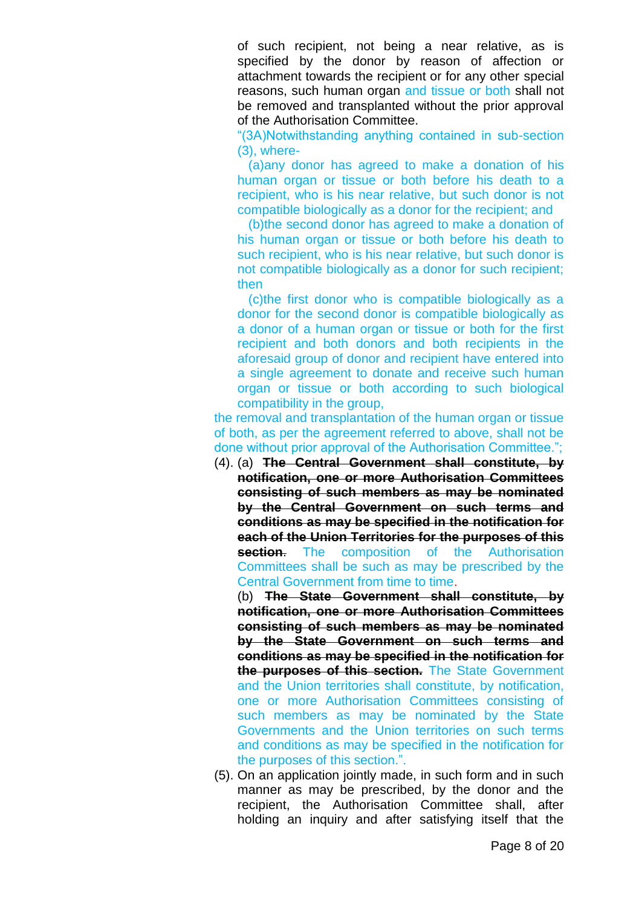of such recipient, not being a near relative, as is specified by the donor by reason of affection or attachment towards the recipient or for any other special reasons, such human organ and tissue or both shall not be removed and transplanted without the prior approval of the Authorisation Committee.

"(3A)Notwithstanding anything contained in sub-section (3), where-

(a)any donor has agreed to make a donation of his human organ or tissue or both before his death to a recipient, who is his near relative, but such donor is not compatible biologically as a donor for the recipient; and

(b)the second donor has agreed to make a donation of his human organ or tissue or both before his death to such recipient, who is his near relative, but such donor is not compatible biologically as a donor for such recipient; then

(c)the first donor who is compatible biologically as a donor for the second donor is compatible biologically as a donor of a human organ or tissue or both for the first recipient and both donors and both recipients in the aforesaid group of donor and recipient have entered into a single agreement to donate and receive such human organ or tissue or both according to such biological compatibility in the group,

the removal and transplantation of the human organ or tissue of both, as per the agreement referred to above, shall not be done without prior approval of the Authorisation Committee.";

(4). (a) ~~**The Central Government shall constitute, by notification, one or more Authorisation Committees consisting of such members as may be nominated by the Central Government on such terms and conditions as may be specified in the notification for each of the Union Territories for the purposes of this section**~~. The composition of the Authorisation Committees shall be such as may be prescribed by the Central Government from time to time.

(b) ~~**The State Government shall constitute, by notification, one or more Authorisation Committees consisting of such members as may be nominated by the State Government on such terms and conditions as may be specified in the notification for the purposes of this section.**~~ The State Government and the Union territories shall constitute, by notification, one or more Authorisation Committees consisting of such members as may be nominated by the State Governments and the Union territories on such terms and conditions as may be specified in the notification for the purposes of this section.".

(5). On an application jointly made, in such form and in such manner as may be prescribed, by the donor and the recipient, the Authorisation Committee shall, after holding an inquiry and after satisfying itself that the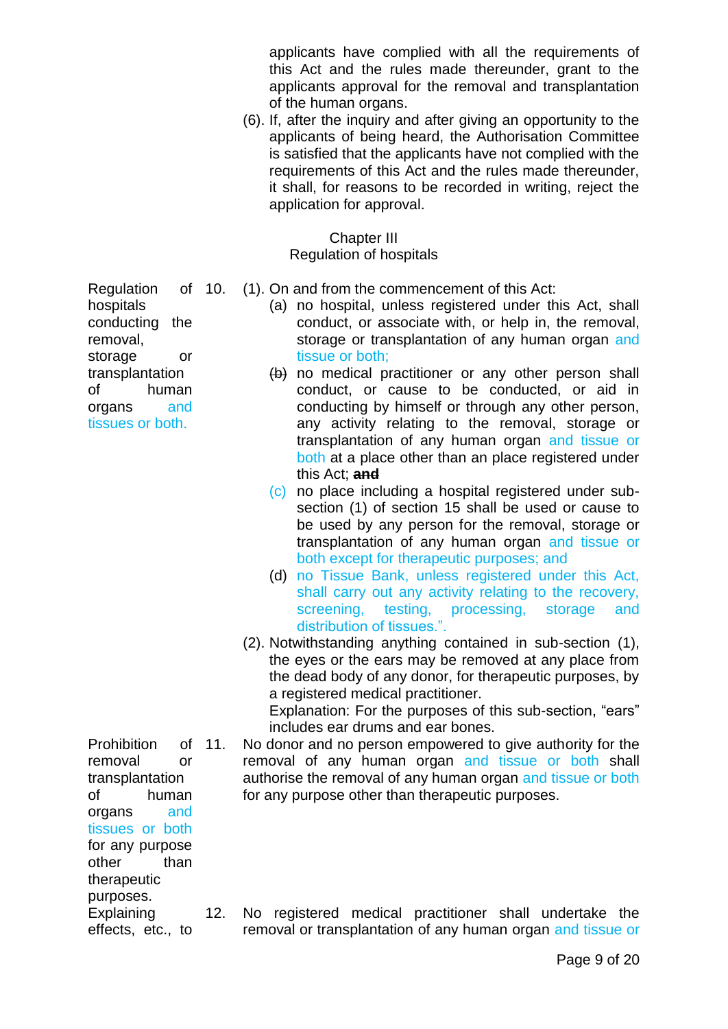applicants have complied with all the requirements of this Act and the rules made thereunder, grant to the applicants approval for the removal and transplantation of the human organs.

(6). If, after the inquiry and after giving an opportunity to the applicants of being heard, the Authorisation Committee is satisfied that the applicants have not complied with the requirements of this Act and the rules made thereunder, it shall, for reasons to be recorded in writing, reject the application for approval.

## Chapter III
## Regulation of hospitals

**Regulation of hospitals conducting the removal, storage or transplantation of human organs and tissues or both.**

10. (1). On and from the commencement of this Act:

(a) no hospital, unless registered under this Act, shall conduct, or associate with, or help in, the removal, storage or transplantation of any human organ and tissue or both;

~~(b)~~ no medical practitioner or any other person shall conduct, or cause to be conducted, or aid in conducting by himself or through any other person, any activity relating to the removal, storage or transplantation of any human organ and tissue or both at a place other than an place registered under this Act; ~~**and**~~

(c) no place including a hospital registered under sub-section (1) of section 15 shall be used or cause to be used by any person for the removal, storage or transplantation of any human organ and tissue or both except for therapeutic purposes; and

(d) no Tissue Bank, unless registered under this Act, shall carry out any activity relating to the recovery, screening, testing, processing, storage and distribution of tissues.".

(2). Notwithstanding anything contained in sub-section (1), the eyes or the ears may be removed at any place from the dead body of any donor, for therapeutic purposes, by a registered medical practitioner.

Explanation: For the purposes of this sub-section, "ears" includes ear drums and ear bones.

**Prohibition of removal or transplantation of human organs and tissues or both for any purpose other than therapeutic purposes.**

11. No donor and no person empowered to give authority for the removal of any human organ and tissue or both shall authorise the removal of any human organ and tissue or both for any purpose other than therapeutic purposes.

**Explaining effects, etc., to**

12. No registered medical practitioner shall undertake the removal or transplantation of any human organ and tissue or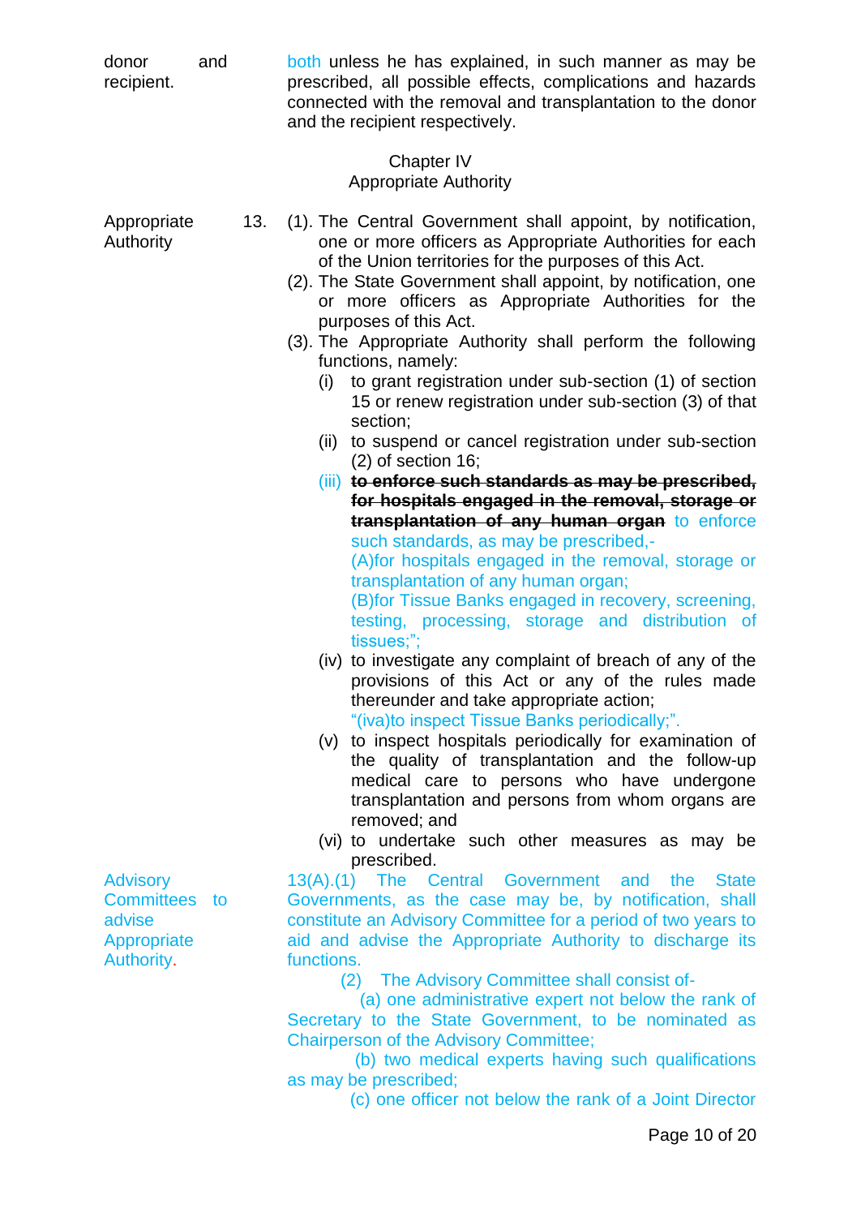donor and recipient. — both unless he has explained, in such manner as may be prescribed, all possible effects, complications and hazards connected with the removal and transplantation to the donor and the recipient respectively.

## Chapter IV
## Appropriate Authority

**Appropriate Authority**

13. (1). The Central Government shall appoint, by notification, one or more officers as Appropriate Authorities for each of the Union territories for the purposes of this Act.

(2). The State Government shall appoint, by notification, one or more officers as Appropriate Authorities for the purposes of this Act.

(3). The Appropriate Authority shall perform the following functions, namely:

(i) to grant registration under sub-section (1) of section 15 or renew registration under sub-section (3) of that section;

(ii) to suspend or cancel registration under sub-section (2) of section 16;

(iii) ~~**to enforce such standards as may be prescribed, for hospitals engaged in the removal, storage or transplantation of any human organ**~~ to enforce such standards, as may be prescribed,-

(A)for hospitals engaged in the removal, storage or transplantation of any human organ;

(B)for Tissue Banks engaged in recovery, screening, testing, processing, storage and distribution of tissues;";

(iv) to investigate any complaint of breach of any of the provisions of this Act or any of the rules made thereunder and take appropriate action;

"(iva)to inspect Tissue Banks periodically;".

(v) to inspect hospitals periodically for examination of the quality of transplantation and the follow-up medical care to persons who have undergone transplantation and persons from whom organs are removed; and

(vi) to undertake such other measures as may be prescribed.

**Advisory Committees to advise Appropriate Authority.**

13(A).(1) The Central Government and the State Governments, as the case may be, by notification, shall constitute an Advisory Committee for a period of two years to aid and advise the Appropriate Authority to discharge its functions.

(2) The Advisory Committee shall consist of-

(a) one administrative expert not below the rank of Secretary to the State Government, to be nominated as Chairperson of the Advisory Committee;

(b) two medical experts having such qualifications as may be prescribed;

(c) one officer not below the rank of a Joint Director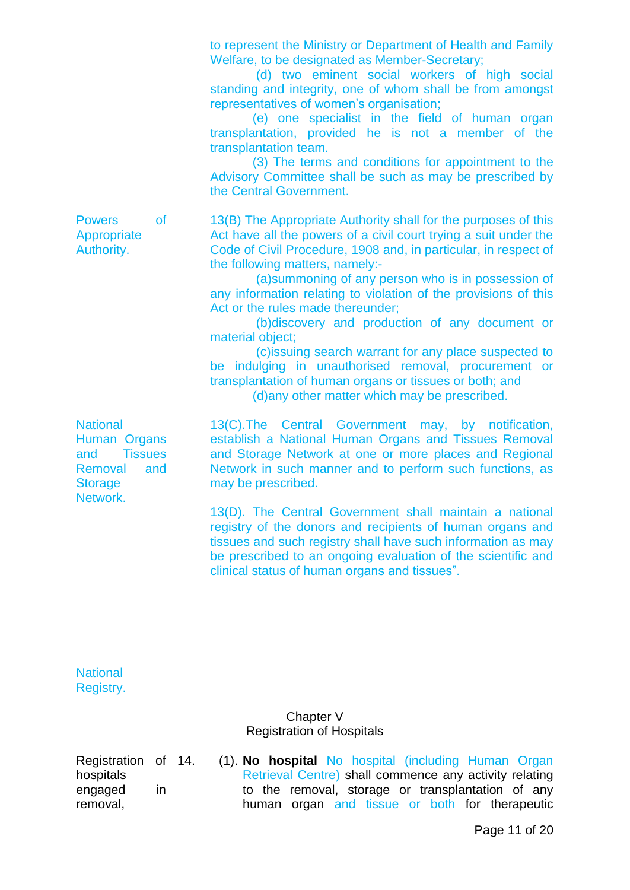to represent the Ministry or Department of Health and Family Welfare, to be designated as Member-Secretary;

(d) two eminent social workers of high social standing and integrity, one of whom shall be from amongst representatives of women's organisation;

(e) one specialist in the field of human organ transplantation, provided he is not a member of the transplantation team.

(3) The terms and conditions for appointment to the Advisory Committee shall be such as may be prescribed by the Central Government.

**Powers of Appropriate Authority.**

13(B) The Appropriate Authority shall for the purposes of this Act have all the powers of a civil court trying a suit under the Code of Civil Procedure, 1908 and, in particular, in respect of the following matters, namely:-

(a)summoning of any person who is in possession of any information relating to violation of the provisions of this Act or the rules made thereunder;

(b)discovery and production of any document or material object;

(c)issuing search warrant for any place suspected to be indulging in unauthorised removal, procurement or transplantation of human organs or tissues or both; and

(d)any other matter which may be prescribed.

**National Human Organs and Tissues Removal and Storage Network.**

13(C).The Central Government may, by notification, establish a National Human Organs and Tissues Removal and Storage Network at one or more places and Regional Network in such manner and to perform such functions, as may be prescribed.

**National Registry.**

13(D). The Central Government shall maintain a national registry of the donors and recipients of human organs and tissues and such registry shall have such information as may be prescribed to an ongoing evaluation of the scientific and clinical status of human organs and tissues".

## Chapter V
## Registration of Hospitals

**Registration of hospitals engaged in removal,**

14. (1). ~~**No hospital**~~ No hospital (including Human Organ Retrieval Centre) shall commence any activity relating to the removal, storage or transplantation of any human organ and tissue or both for therapeutic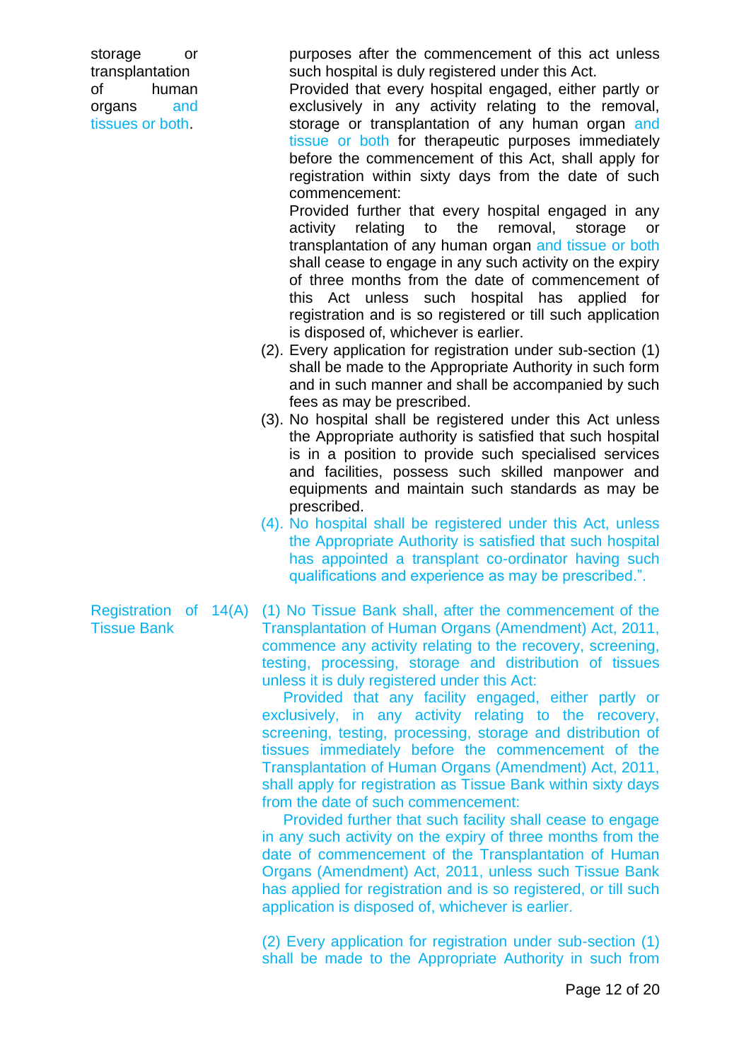storage or transplantation of human organs and tissues or both.

purposes after the commencement of this act unless such hospital is duly registered under this Act.

Provided that every hospital engaged, either partly or exclusively in any activity relating to the removal, storage or transplantation of any human organ and tissue or both for therapeutic purposes immediately before the commencement of this Act, shall apply for registration within sixty days from the date of such commencement:

Provided further that every hospital engaged in any activity relating to the removal, storage or transplantation of any human organ and tissue or both shall cease to engage in any such activity on the expiry of three months from the date of commencement of this Act unless such hospital has applied for registration and is so registered or till such application is disposed of, whichever is earlier.

(2). Every application for registration under sub-section (1) shall be made to the Appropriate Authority in such form and in such manner and shall be accompanied by such fees as may be prescribed.

(3). No hospital shall be registered under this Act unless the Appropriate authority is satisfied that such hospital is in a position to provide such specialised services and facilities, possess such skilled manpower and equipments and maintain such standards as may be prescribed.

(4). No hospital shall be registered under this Act, unless the Appropriate Authority is satisfied that such hospital has appointed a transplant co-ordinator having such qualifications and experience as may be prescribed.".

Registration of Tissue Bank

14(A) (1) No Tissue Bank shall, after the commencement of the Transplantation of Human Organs (Amendment) Act, 2011, commence any activity relating to the recovery, screening, testing, processing, storage and distribution of tissues unless it is duly registered under this Act:

Provided that any facility engaged, either partly or exclusively, in any activity relating to the recovery, screening, testing, processing, storage and distribution of tissues immediately before the commencement of the Transplantation of Human Organs (Amendment) Act, 2011, shall apply for registration as Tissue Bank within sixty days from the date of such commencement:

Provided further that such facility shall cease to engage in any such activity on the expiry of three months from the date of commencement of the Transplantation of Human Organs (Amendment) Act, 2011, unless such Tissue Bank has applied for registration and is so registered, or till such application is disposed of, whichever is earlier.

(2) Every application for registration under sub-section (1) shall be made to the Appropriate Authority in such from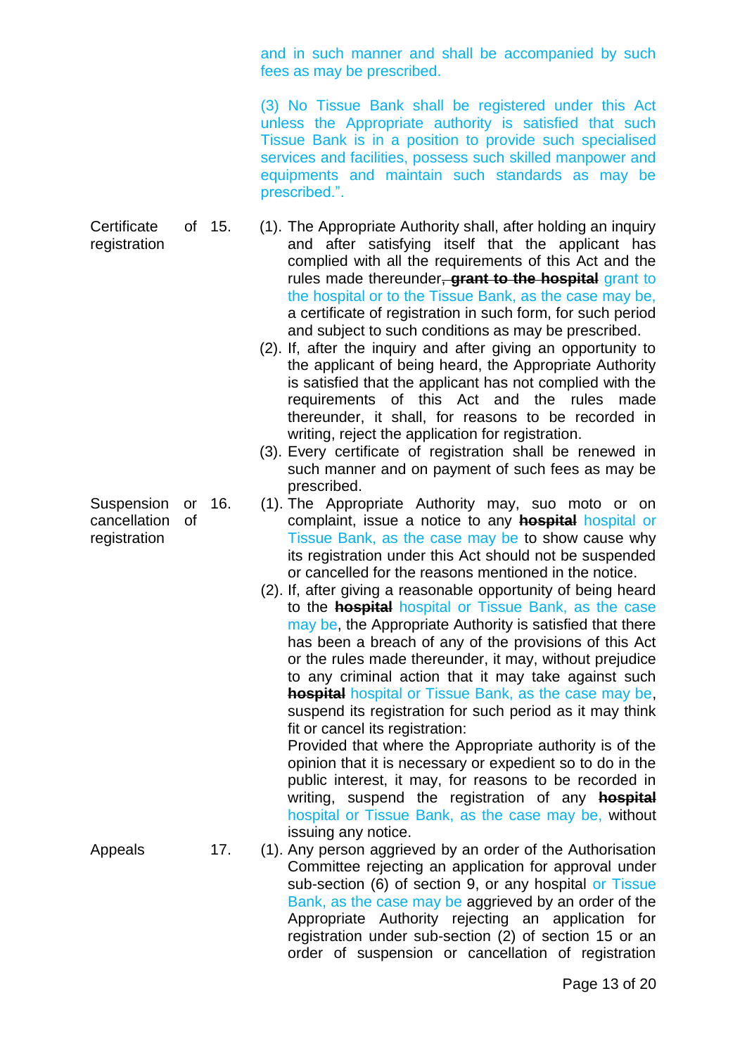and in such manner and shall be accompanied by such fees as may be prescribed.

(3) No Tissue Bank shall be registered under this Act unless the Appropriate authority is satisfied that such Tissue Bank is in a position to provide such specialised services and facilities, possess such skilled manpower and equipments and maintain such standards as may be prescribed.".

**Certificate of registration**

15. (1). The Appropriate Authority shall, after holding an inquiry and after satisfying itself that the applicant has complied with all the requirements of this Act and the rules made thereunder, ~~grant to the hospital~~ grant to the hospital or to the Tissue Bank, as the case may be, a certificate of registration in such form, for such period and subject to such conditions as may be prescribed.

(2). If, after the inquiry and after giving an opportunity to the applicant of being heard, the Appropriate Authority is satisfied that the applicant has not complied with the requirements of this Act and the rules made thereunder, it shall, for reasons to be recorded in writing, reject the application for registration.

(3). Every certificate of registration shall be renewed in such manner and on payment of such fees as may be prescribed.

**Suspension or cancellation of registration**

16. (1). The Appropriate Authority may, suo moto or on complaint, issue a notice to any ~~hospital~~ hospital or Tissue Bank, as the case may be to show cause why its registration under this Act should not be suspended or cancelled for the reasons mentioned in the notice.

(2). If, after giving a reasonable opportunity of being heard to the ~~hospital~~ hospital or Tissue Bank, as the case may be, the Appropriate Authority is satisfied that there has been a breach of any of the provisions of this Act or the rules made thereunder, it may, without prejudice to any criminal action that it may take against such ~~hospital~~ hospital or Tissue Bank, as the case may be, suspend its registration for such period as it may think fit or cancel its registration:

Provided that where the Appropriate authority is of the opinion that it is necessary or expedient so to do in the public interest, it may, for reasons to be recorded in writing, suspend the registration of any ~~hospital~~ hospital or Tissue Bank, as the case may be, without issuing any notice.

**Appeals**

17. (1). Any person aggrieved by an order of the Authorisation Committee rejecting an application for approval under sub-section (6) of section 9, or any hospital or Tissue Bank, as the case may be aggrieved by an order of the Appropriate Authority rejecting an application for registration under sub-section (2) of section 15 or an order of suspension or cancellation of registration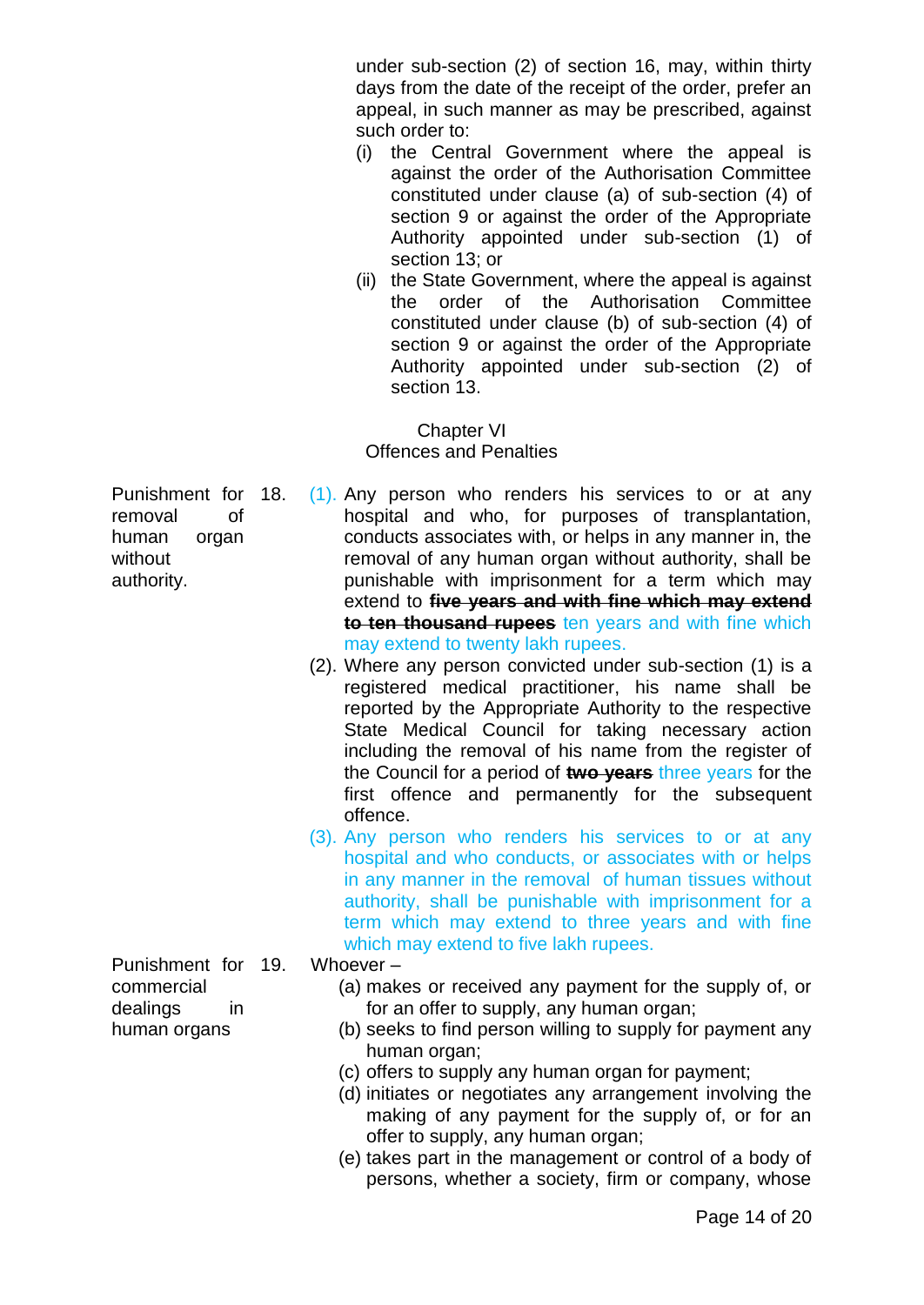under sub-section (2) of section 16, may, within thirty days from the date of the receipt of the order, prefer an appeal, in such manner as may be prescribed, against such order to:

(i) the Central Government where the appeal is against the order of the Authorisation Committee constituted under clause (a) of sub-section (4) of section 9 or against the order of the Appropriate Authority appointed under sub-section (1) of section 13; or

(ii) the State Government, where the appeal is against the order of the Authorisation Committee constituted under clause (b) of sub-section (4) of section 9 or against the order of the Appropriate Authority appointed under sub-section (2) of section 13.

## Chapter VI
## Offences and Penalties

**Punishment for removal of human organ without authority.**

18. (1). Any person who renders his services to or at any hospital and who, for purposes of transplantation, conducts associates with, or helps in any manner in, the removal of any human organ without authority, shall be punishable with imprisonment for a term which may extend to ~~**five years and with fine which may extend to ten thousand rupees**~~ ten years and with fine which may extend to twenty lakh rupees.

(2). Where any person convicted under sub-section (1) is a registered medical practitioner, his name shall be reported by the Appropriate Authority to the respective State Medical Council for taking necessary action including the removal of his name from the register of the Council for a period of ~~**two years**~~ three years for the first offence and permanently for the subsequent offence.

(3). Any person who renders his services to or at any hospital and who conducts, or associates with or helps in any manner in the removal of human tissues without authority, shall be punishable with imprisonment for a term which may extend to three years and with fine which may extend to five lakh rupees.

**Punishment for commercial dealings in human organs**

19. Whoever –

(a) makes or received any payment for the supply of, or for an offer to supply, any human organ;

(b) seeks to find person willing to supply for payment any human organ;

(c) offers to supply any human organ for payment;

(d) initiates or negotiates any arrangement involving the making of any payment for the supply of, or for an offer to supply, any human organ;

(e) takes part in the management or control of a body of persons, whether a society, firm or company, whose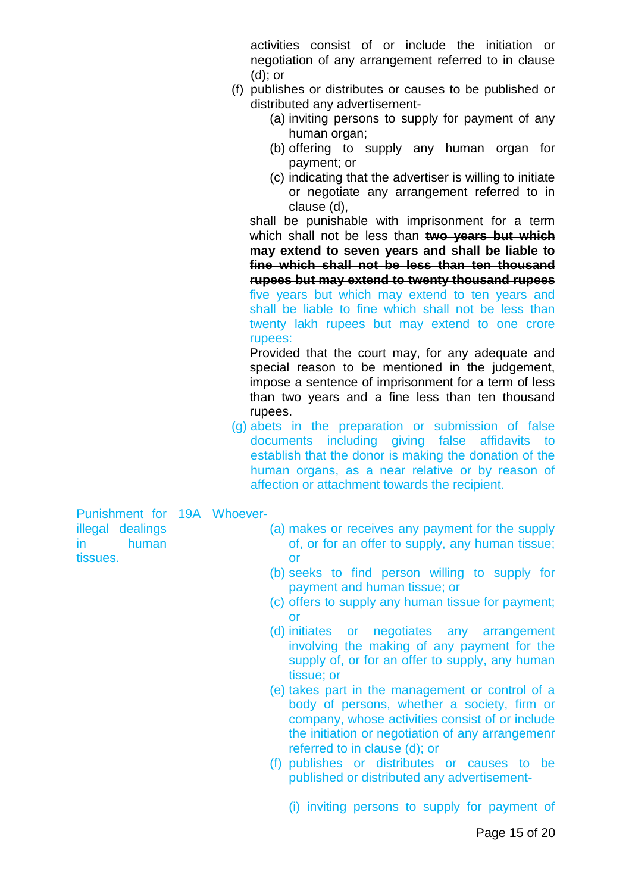activities consist of or include the initiation or negotiation of any arrangement referred to in clause (d); or

(f) publishes or distributes or causes to be published or distributed any advertisement-

   (a) inviting persons to supply for payment of any human organ;

   (b) offering to supply any human organ for payment; or

   (c) indicating that the advertiser is willing to initiate or negotiate any arrangement referred to in clause (d),

shall be punishable with imprisonment for a term which shall not be less than ~~**two years but which may extend to seven years and shall be liable to fine which shall not be less than ten thousand rupees but may extend to twenty thousand rupees**~~ five years but which may extend to ten years and shall be liable to fine which shall not be less than twenty lakh rupees but may extend to one crore rupees:

Provided that the court may, for any adequate and special reason to be mentioned in the judgement, impose a sentence of imprisonment for a term of less than two years and a fine less than ten thousand rupees.

(g) abets in the preparation or submission of false documents including giving false affidavits to establish that the donor is making the donation of the human organs, as a near relative or by reason of affection or attachment towards the recipient.

**Punishment for illegal dealings in human tissues.**

19A Whoever-

   (a) makes or receives any payment for the supply of, or for an offer to supply, any human tissue; or

   (b) seeks to find person willing to supply for payment and human tissue; or

   (c) offers to supply any human tissue for payment; or

   (d) initiates or negotiates any arrangement involving the making of any payment for the supply of, or for an offer to supply, any human tissue; or

   (e) takes part in the management or control of a body of persons, whether a society, firm or company, whose activities consist of or include the initiation or negotiation of any arrangemenr referred to in clause (d); or

   (f) publishes or distributes or causes to be published or distributed any advertisement-

      (i) inviting persons to supply for payment of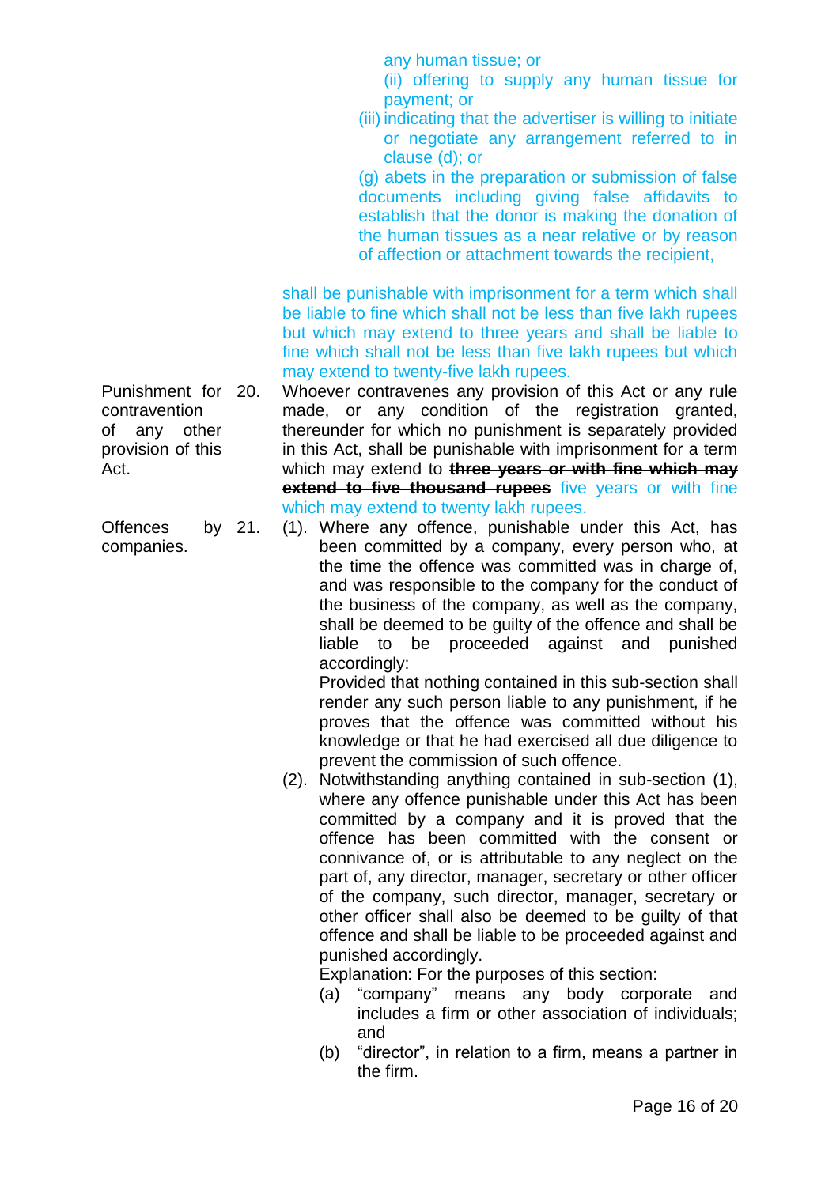any human tissue; or

(ii) offering to supply any human tissue for payment; or

(iii) indicating that the advertiser is willing to initiate or negotiate any arrangement referred to in clause (d); or

(g) abets in the preparation or submission of false documents including giving false affidavits to establish that the donor is making the donation of the human tissues as a near relative or by reason of affection or attachment towards the recipient,

shall be punishable with imprisonment for a term which shall be liable to fine which shall not be less than five lakh rupees but which may extend to three years and shall be liable to fine which shall not be less than five lakh rupees but which may extend to twenty-five lakh rupees.

**Punishment for contravention of any other provision of this Act.**

20. Whoever contravenes any provision of this Act or any rule made, or any condition of the registration granted, thereunder for which no punishment is separately provided in this Act, shall be punishable with imprisonment for a term which may extend to ~~**three years or with fine which may extend to five thousand rupees**~~ five years or with fine which may extend to twenty lakh rupees.

**Offences by companies.**

21. (1). Where any offence, punishable under this Act, has been committed by a company, every person who, at the time the offence was committed was in charge of, and was responsible to the company for the conduct of the business of the company, as well as the company, shall be deemed to be guilty of the offence and shall be liable to be proceeded against and punished accordingly:

Provided that nothing contained in this sub-section shall render any such person liable to any punishment, if he proves that the offence was committed without his knowledge or that he had exercised all due diligence to prevent the commission of such offence.

(2). Notwithstanding anything contained in sub-section (1), where any offence punishable under this Act has been committed by a company and it is proved that the offence has been committed with the consent or connivance of, or is attributable to any neglect on the part of, any director, manager, secretary or other officer of the company, such director, manager, secretary or other officer shall also be deemed to be guilty of that offence and shall be liable to be proceeded against and punished accordingly.

Explanation: For the purposes of this section:

(a) "company" means any body corporate and includes a firm or other association of individuals; and

(b) "director", in relation to a firm, means a partner in the firm.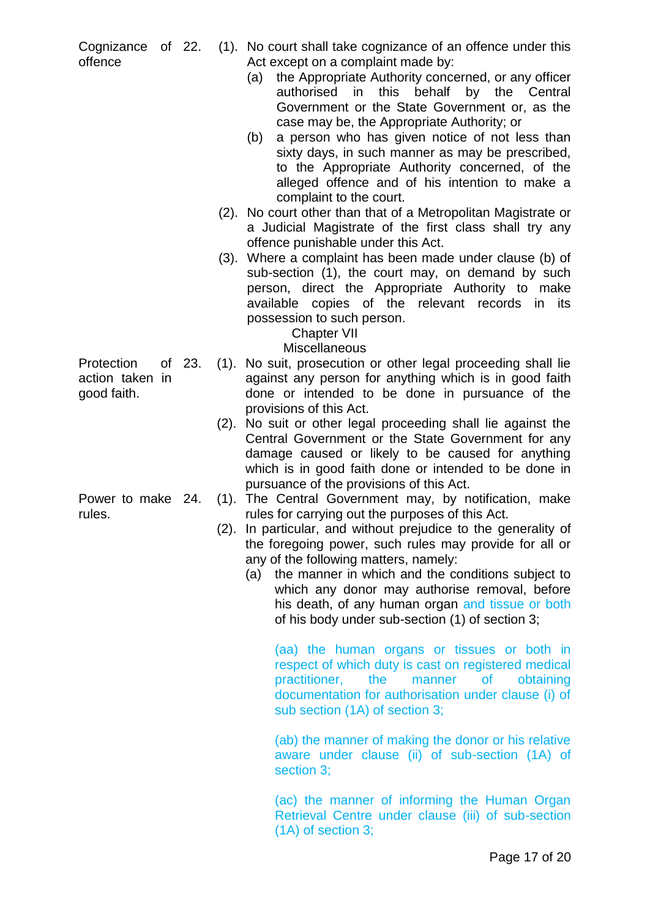**Cognizance of offence**

22. (1). No court shall take cognizance of an offence under this Act except on a complaint made by:

(a) the Appropriate Authority concerned, or any officer authorised in this behalf by the Central Government or the State Government or, as the case may be, the Appropriate Authority; or

(b) a person who has given notice of not less than sixty days, in such manner as may be prescribed, to the Appropriate Authority concerned, of the alleged offence and of his intention to make a complaint to the court.

(2). No court other than that of a Metropolitan Magistrate or a Judicial Magistrate of the first class shall try any offence punishable under this Act.

(3). Where a complaint has been made under clause (b) of sub-section (1), the court may, on demand by such person, direct the Appropriate Authority to make available copies of the relevant records in its possession to such person.

## Chapter VII

## Miscellaneous

**Protection of action taken in good faith.**

23. (1). No suit, prosecution or other legal proceeding shall lie against any person for anything which is in good faith done or intended to be done in pursuance of the provisions of this Act.

(2). No suit or other legal proceeding shall lie against the Central Government or the State Government for any damage caused or likely to be caused for anything which is in good faith done or intended to be done in pursuance of the provisions of this Act.

**Power to make rules.**

24. (1). The Central Government may, by notification, make rules for carrying out the purposes of this Act.

(2). In particular, and without prejudice to the generality of the foregoing power, such rules may provide for all or any of the following matters, namely:

(a) the manner in which and the conditions subject to which any donor may authorise removal, before his death, of any human organ and tissue or both of his body under sub-section (1) of section 3;

(aa) the human organs or tissues or both in respect of which duty is cast on registered medical practitioner, the manner of obtaining documentation for authorisation under clause (i) of sub section (1A) of section 3;

(ab) the manner of making the donor or his relative aware under clause (ii) of sub-section (1A) of section 3;

(ac) the manner of informing the Human Organ Retrieval Centre under clause (iii) of sub-section (1A) of section 3;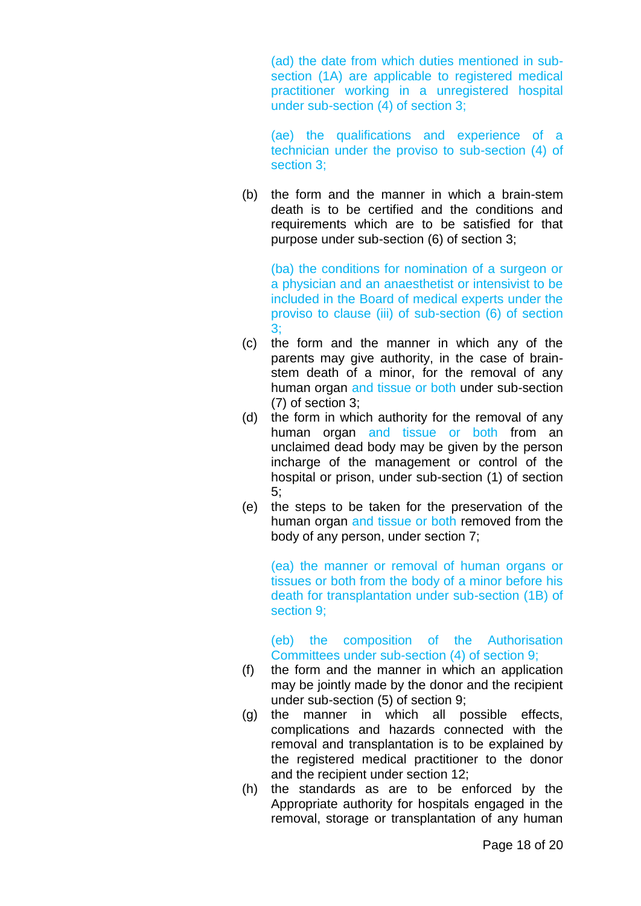(ad) the date from which duties mentioned in sub-section (1A) are applicable to registered medical practitioner working in a unregistered hospital under sub-section (4) of section 3;

(ae) the qualifications and experience of a technician under the proviso to sub-section (4) of section 3;

(b) the form and the manner in which a brain-stem death is to be certified and the conditions and requirements which are to be satisfied for that purpose under sub-section (6) of section 3;

(ba) the conditions for nomination of a surgeon or a physician and an anaesthetist or intensivist to be included in the Board of medical experts under the proviso to clause (iii) of sub-section (6) of section 3;

(c) the form and the manner in which any of the parents may give authority, in the case of brain-stem death of a minor, for the removal of any human organ and tissue or both under sub-section (7) of section 3;

(d) the form in which authority for the removal of any human organ and tissue or both from an unclaimed dead body may be given by the person incharge of the management or control of the hospital or prison, under sub-section (1) of section 5;

(e) the steps to be taken for the preservation of the human organ and tissue or both removed from the body of any person, under section 7;

(ea) the manner or removal of human organs or tissues or both from the body of a minor before his death for transplantation under sub-section (1B) of section 9;

(eb) the composition of the Authorisation Committees under sub-section (4) of section 9;

(f) the form and the manner in which an application may be jointly made by the donor and the recipient under sub-section (5) of section 9;

(g) the manner in which all possible effects, complications and hazards connected with the removal and transplantation is to be explained by the registered medical practitioner to the donor and the recipient under section 12;

(h) the standards as are to be enforced by the Appropriate authority for hospitals engaged in the removal, storage or transplantation of any human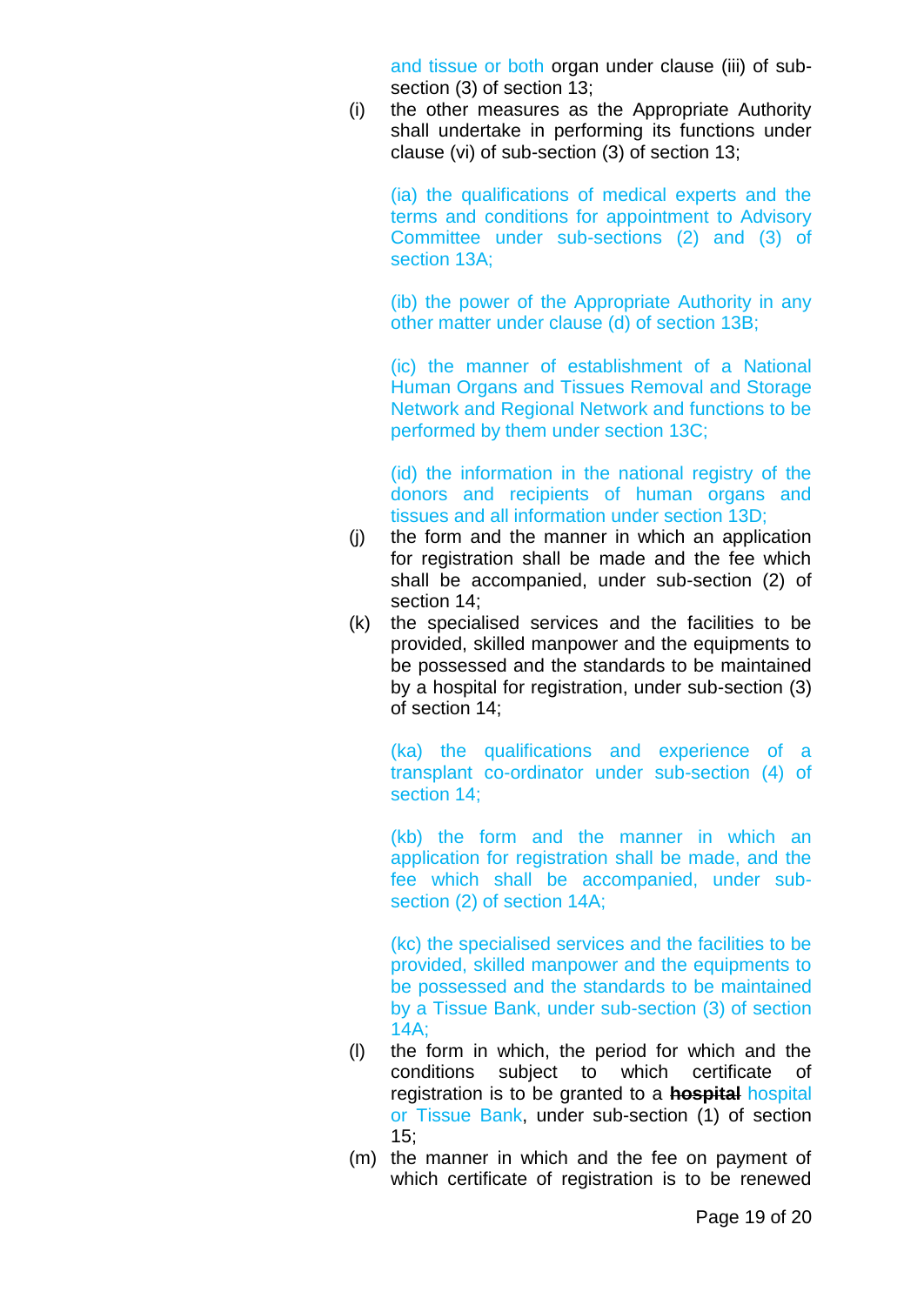and tissue or both organ under clause (iii) of sub-section (3) of section 13;

(i) the other measures as the Appropriate Authority shall undertake in performing its functions under clause (vi) of sub-section (3) of section 13;

(ia) the qualifications of medical experts and the terms and conditions for appointment to Advisory Committee under sub-sections (2) and (3) of section 13A;

(ib) the power of the Appropriate Authority in any other matter under clause (d) of section 13B;

(ic) the manner of establishment of a National Human Organs and Tissues Removal and Storage Network and Regional Network and functions to be performed by them under section 13C;

(id) the information in the national registry of the donors and recipients of human organs and tissues and all information under section 13D;

(j) the form and the manner in which an application for registration shall be made and the fee which shall be accompanied, under sub-section (2) of section 14;

(k) the specialised services and the facilities to be provided, skilled manpower and the equipments to be possessed and the standards to be maintained by a hospital for registration, under sub-section (3) of section 14;

(ka) the qualifications and experience of a transplant co-ordinator under sub-section (4) of section 14;

(kb) the form and the manner in which an application for registration shall be made, and the fee which shall be accompanied, under sub-section (2) of section 14A;

(kc) the specialised services and the facilities to be provided, skilled manpower and the equipments to be possessed and the standards to be maintained by a Tissue Bank, under sub-section (3) of section 14A;

(l) the form in which, the period for which and the conditions subject to which certificate of registration is to be granted to a ~~**hospital**~~ hospital or Tissue Bank, under sub-section (1) of section 15;

(m) the manner in which and the fee on payment of which certificate of registration is to be renewed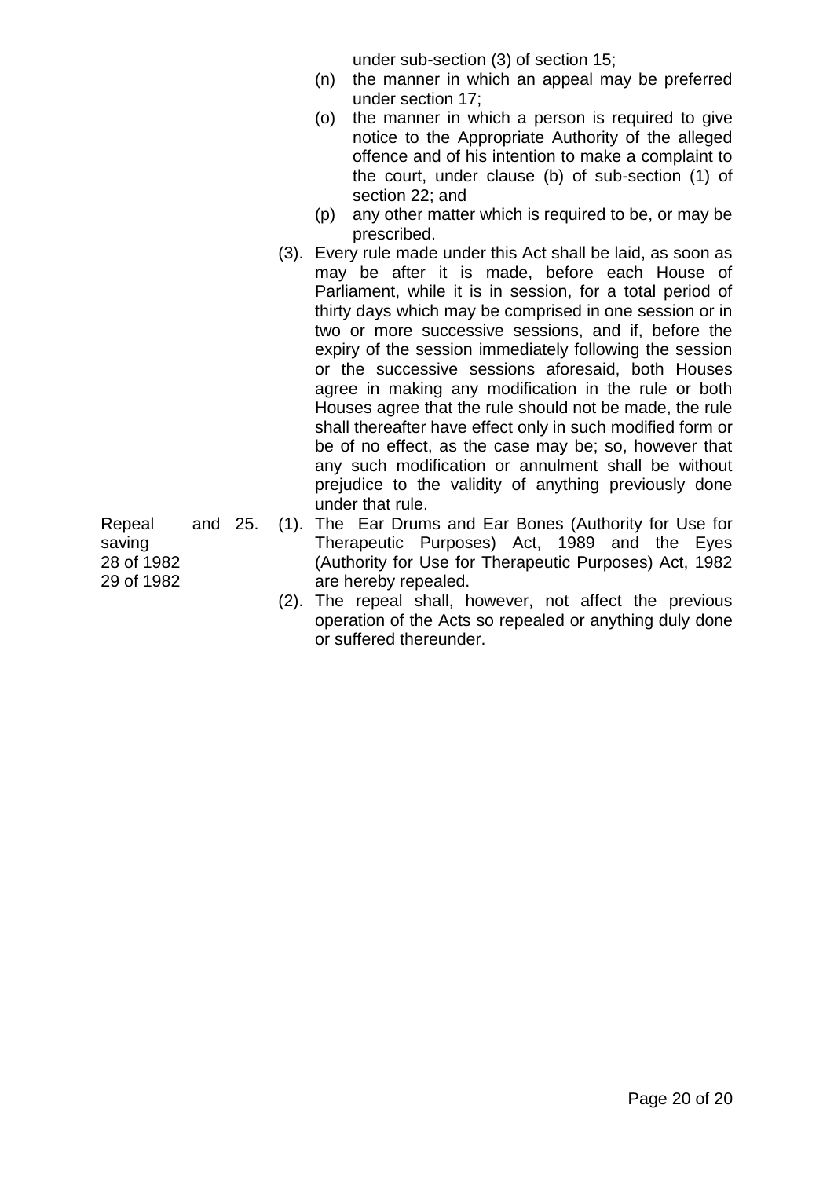under sub-section (3) of section 15;

(n) the manner in which an appeal may be preferred under section 17;

(o) the manner in which a person is required to give notice to the Appropriate Authority of the alleged offence and of his intention to make a complaint to the court, under clause (b) of sub-section (1) of section 22; and

(p) any other matter which is required to be, or may be prescribed.

(3). Every rule made under this Act shall be laid, as soon as may be after it is made, before each House of Parliament, while it is in session, for a total period of thirty days which may be comprised in one session or in two or more successive sessions, and if, before the expiry of the session immediately following the session or the successive sessions aforesaid, both Houses agree in making any modification in the rule or both Houses agree that the rule should not be made, the rule shall thereafter have effect only in such modified form or be of no effect, as the case may be; so, however that any such modification or annulment shall be without prejudice to the validity of anything previously done under that rule.

Repeal and saving
28 of 1982
29 of 1982

25. (1). The Ear Drums and Ear Bones (Authority for Use for Therapeutic Purposes) Act, 1989 and the Eyes (Authority for Use for Therapeutic Purposes) Act, 1982 are hereby repealed.

(2). The repeal shall, however, not affect the previous operation of the Acts so repealed or anything duly done or suffered thereunder.